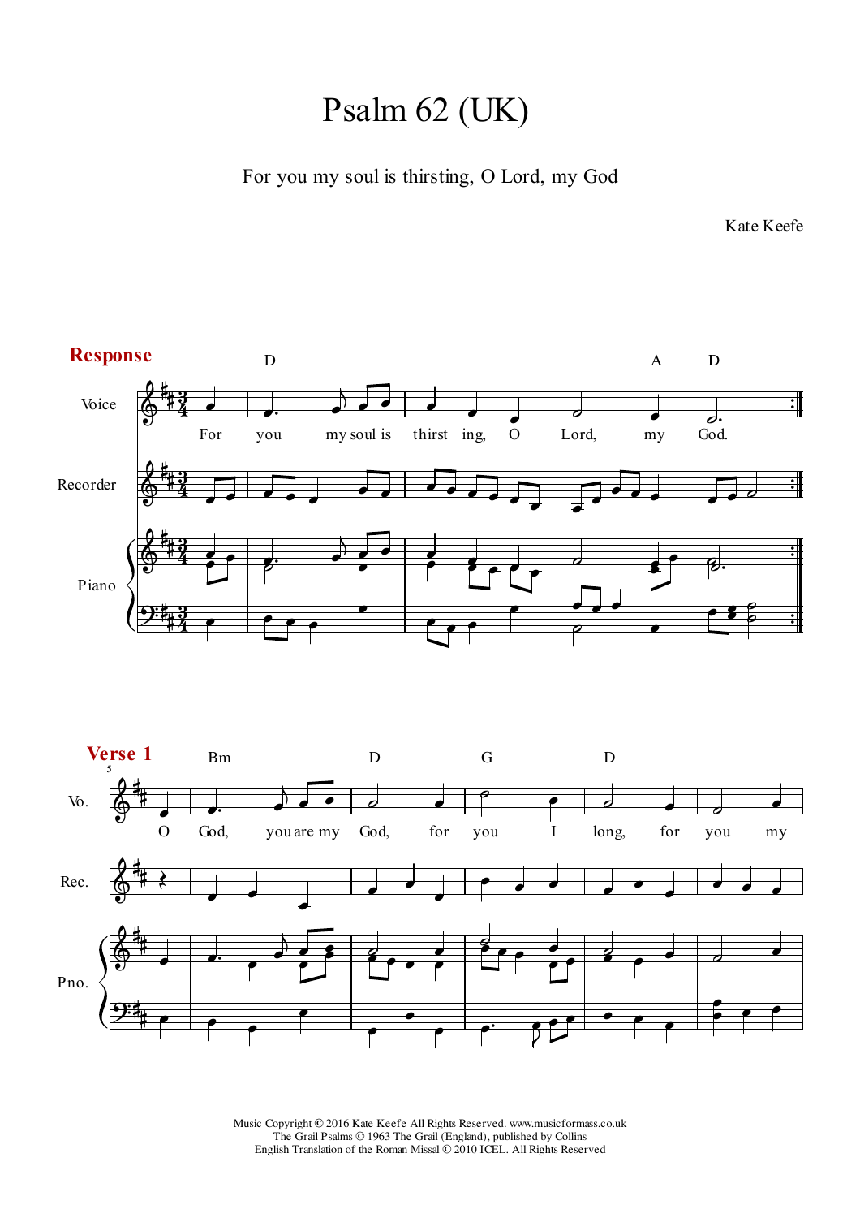# Psalm 62 (UK)

For you my soul is thirsting, O Lord, my God

Kate Keefe

**Response**

For you my soul is thirst - ing, O Lord, my God.

**Verse 1**

O God, you are my God, for you I long, for you my

Music Copyright © 2016 Kate Keefe All Rights Reserved. www.musicformass.co.uk
The Grail Psalms © 1963 The Grail (England), published by Collins
English Translation of the Roman Missal © 2010 ICEL. All Rights Reserved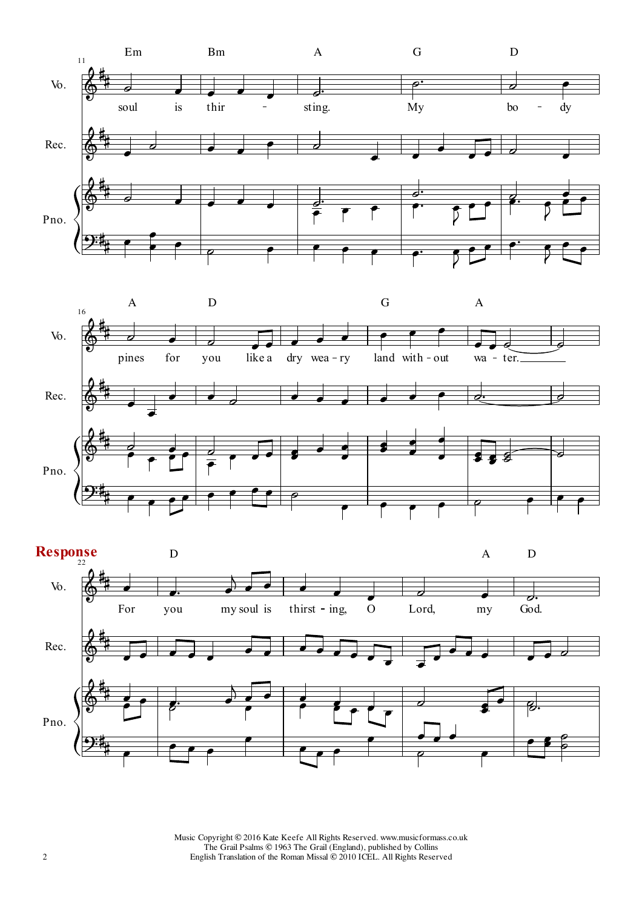**Response**

soul is thir - sting. My bo - dy pines for you like a dry wea - ry land with - out wa - ter.

For you my soul is thirst - ing, O Lord, my God.

Music Copyright © 2016 Kate Keefe All Rights Reserved. www.musicformass.co.uk
The Grail Psalms © 1963 The Grail (England), published by Collins
English Translation of the Roman Missal © 2010 ICEL. All Rights Reserved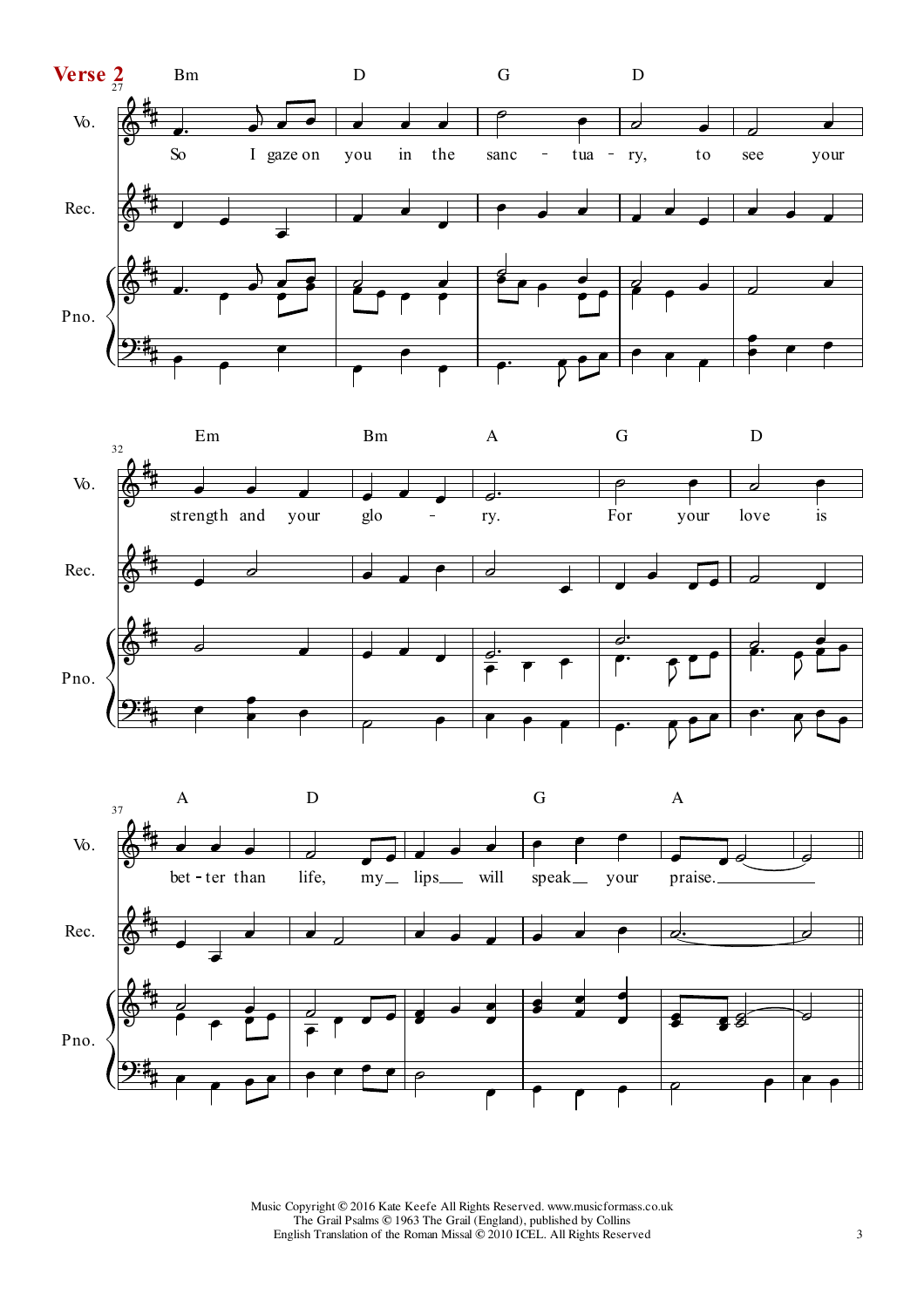**Verse 2**

So I gaze on you in the sanctuary, to see your strength and your glory. For your love is better than life, my lips will speak your praise.

Music Copyright © 2016 Kate Keefe All Rights Reserved. www.musicformass.co.uk
The Grail Psalms © 1963 The Grail (England), published by Collins
English Translation of the Roman Missal © 2010 ICEL. All Rights Reserved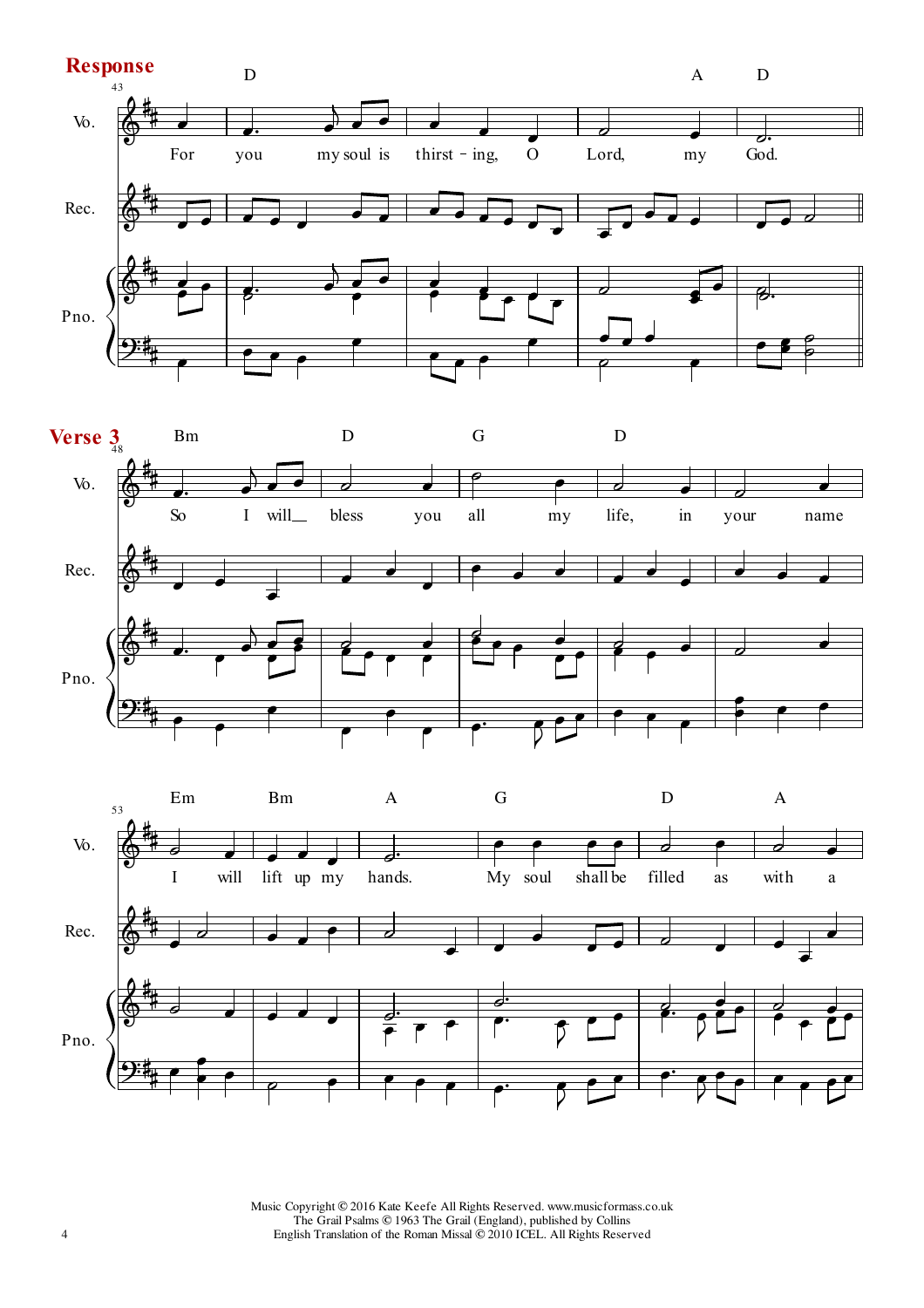## Response

For you my soul is thirst - ing, O Lord, my God.

## Verse 3

So I will__ bless you all my life, in your name I will lift up my hands. My soul shall be filled as with a

Music Copyright © 2016 Kate Keefe All Rights Reserved. www.musicformass.co.uk
The Grail Psalms © 1963 The Grail (England), published by Collins
English Translation of the Roman Missal © 2010 ICEL. All Rights Reserved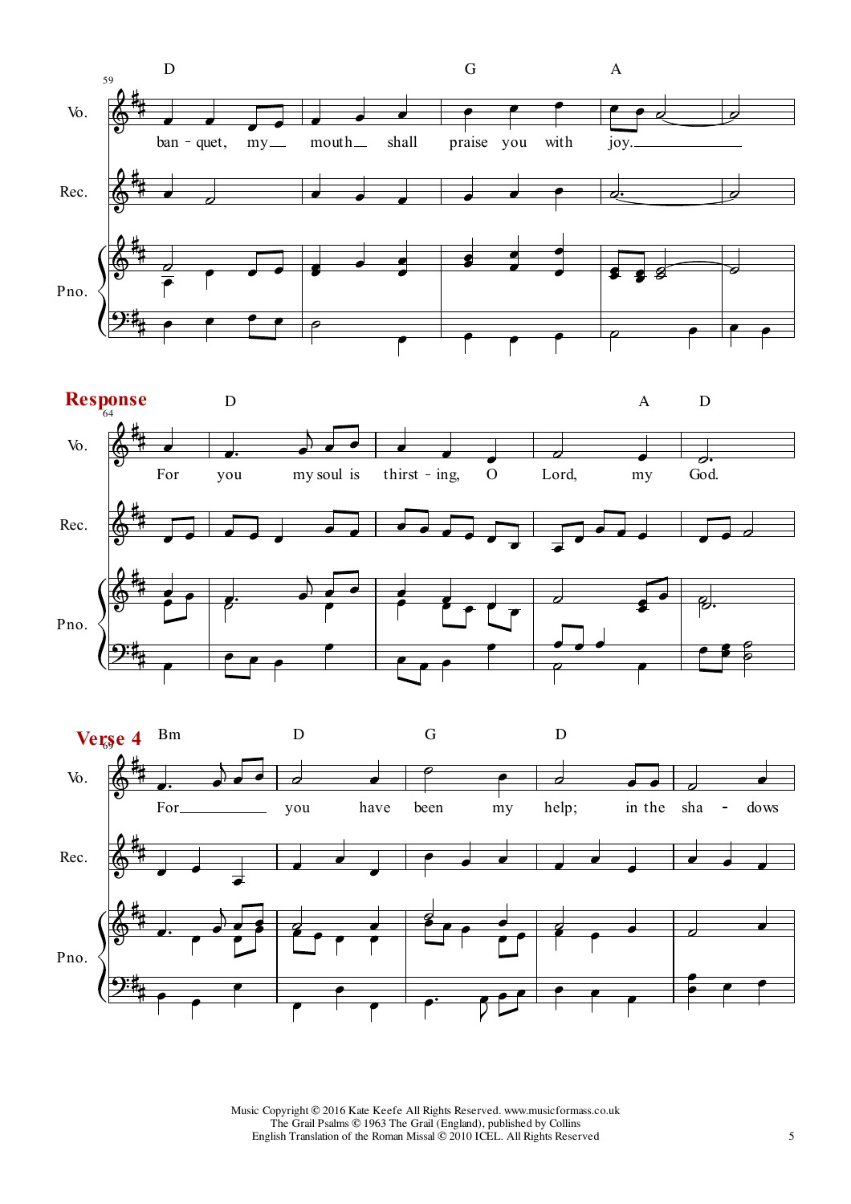**Response**

**Verse 4**

Music Copyright © 2016 Kate Keefe All Rights Reserved. www.musicformass.co.uk
The Grail Psalms © 1963 The Grail (England), published by Collins
English Translation of the Roman Missal © 2010 ICEL. All Rights Reserved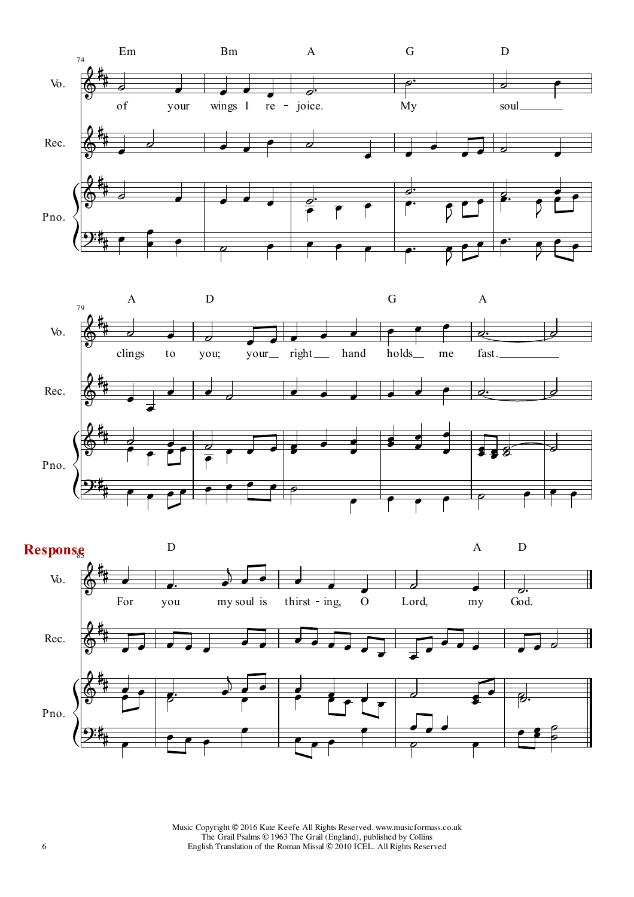**Response**

Music Copyright © 2016 Kate Keefe All Rights Reserved. www.musicformass.co.uk
The Grail Psalms © 1963 The Grail (England), published by Collins
English Translation of the Roman Missal © 2010 ICEL. All Rights Reserved